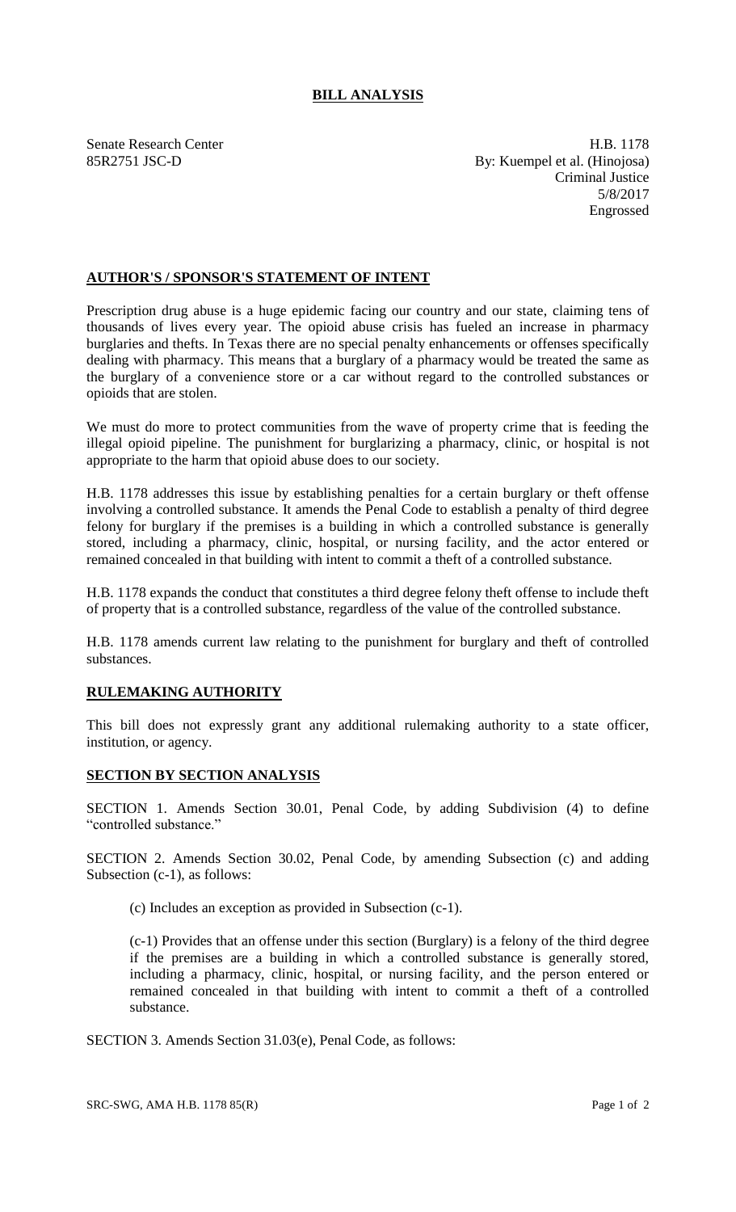# BILL ANALYSIS

Senate Research Center
85R2751 JSC-D

H.B. 1178
By: Kuempel et al. (Hinojosa)
Criminal Justice
5/8/2017
Engrossed

## AUTHOR'S / SPONSOR'S STATEMENT OF INTENT

Prescription drug abuse is a huge epidemic facing our country and our state, claiming tens of thousands of lives every year. The opioid abuse crisis has fueled an increase in pharmacy burglaries and thefts. In Texas there are no special penalty enhancements or offenses specifically dealing with pharmacy. This means that a burglary of a pharmacy would be treated the same as the burglary of a convenience store or a car without regard to the controlled substances or opioids that are stolen.

We must do more to protect communities from the wave of property crime that is feeding the illegal opioid pipeline. The punishment for burglarizing a pharmacy, clinic, or hospital is not appropriate to the harm that opioid abuse does to our society.

H.B. 1178 addresses this issue by establishing penalties for a certain burglary or theft offense involving a controlled substance. It amends the Penal Code to establish a penalty of third degree felony for burglary if the premises is a building in which a controlled substance is generally stored, including a pharmacy, clinic, hospital, or nursing facility, and the actor entered or remained concealed in that building with intent to commit a theft of a controlled substance.

H.B. 1178 expands the conduct that constitutes a third degree felony theft offense to include theft of property that is a controlled substance, regardless of the value of the controlled substance.

H.B. 1178 amends current law relating to the punishment for burglary and theft of controlled substances.

## RULEMAKING AUTHORITY

This bill does not expressly grant any additional rulemaking authority to a state officer, institution, or agency.

## SECTION BY SECTION ANALYSIS

SECTION 1. Amends Section 30.01, Penal Code, by adding Subdivision (4) to define "controlled substance."

SECTION 2. Amends Section 30.02, Penal Code, by amending Subsection (c) and adding Subsection (c-1), as follows:

(c) Includes an exception as provided in Subsection (c-1).

(c-1) Provides that an offense under this section (Burglary) is a felony of the third degree if the premises are a building in which a controlled substance is generally stored, including a pharmacy, clinic, hospital, or nursing facility, and the person entered or remained concealed in that building with intent to commit a theft of a controlled substance.

SECTION 3. Amends Section 31.03(e), Penal Code, as follows: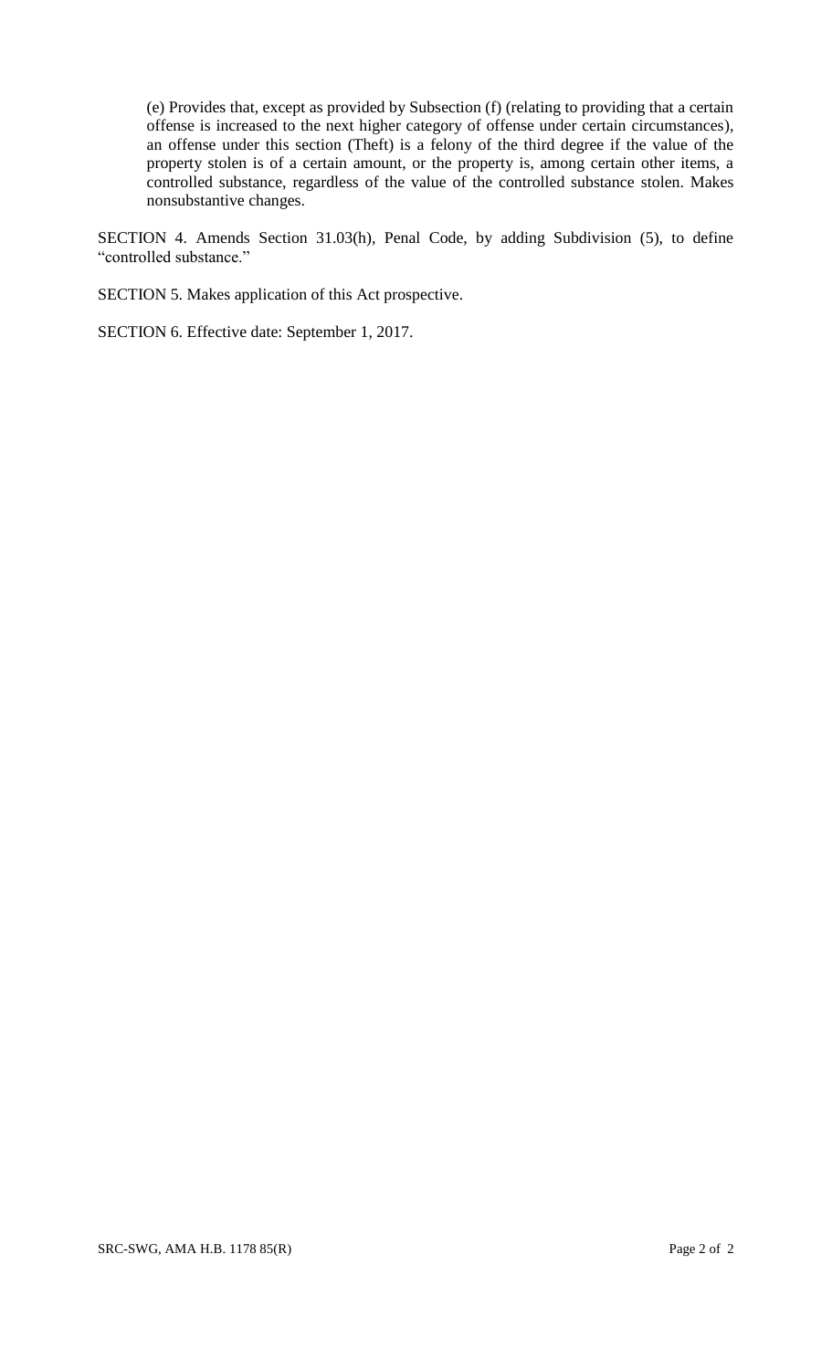(e) Provides that, except as provided by Subsection (f) (relating to providing that a certain offense is increased to the next higher category of offense under certain circumstances), an offense under this section (Theft) is a felony of the third degree if the value of the property stolen is of a certain amount, or the property is, among certain other items, a controlled substance, regardless of the value of the controlled substance stolen. Makes nonsubstantive changes.

SECTION 4. Amends Section 31.03(h), Penal Code, by adding Subdivision (5), to define "controlled substance."

SECTION 5. Makes application of this Act prospective.

SECTION 6. Effective date: September 1, 2017.